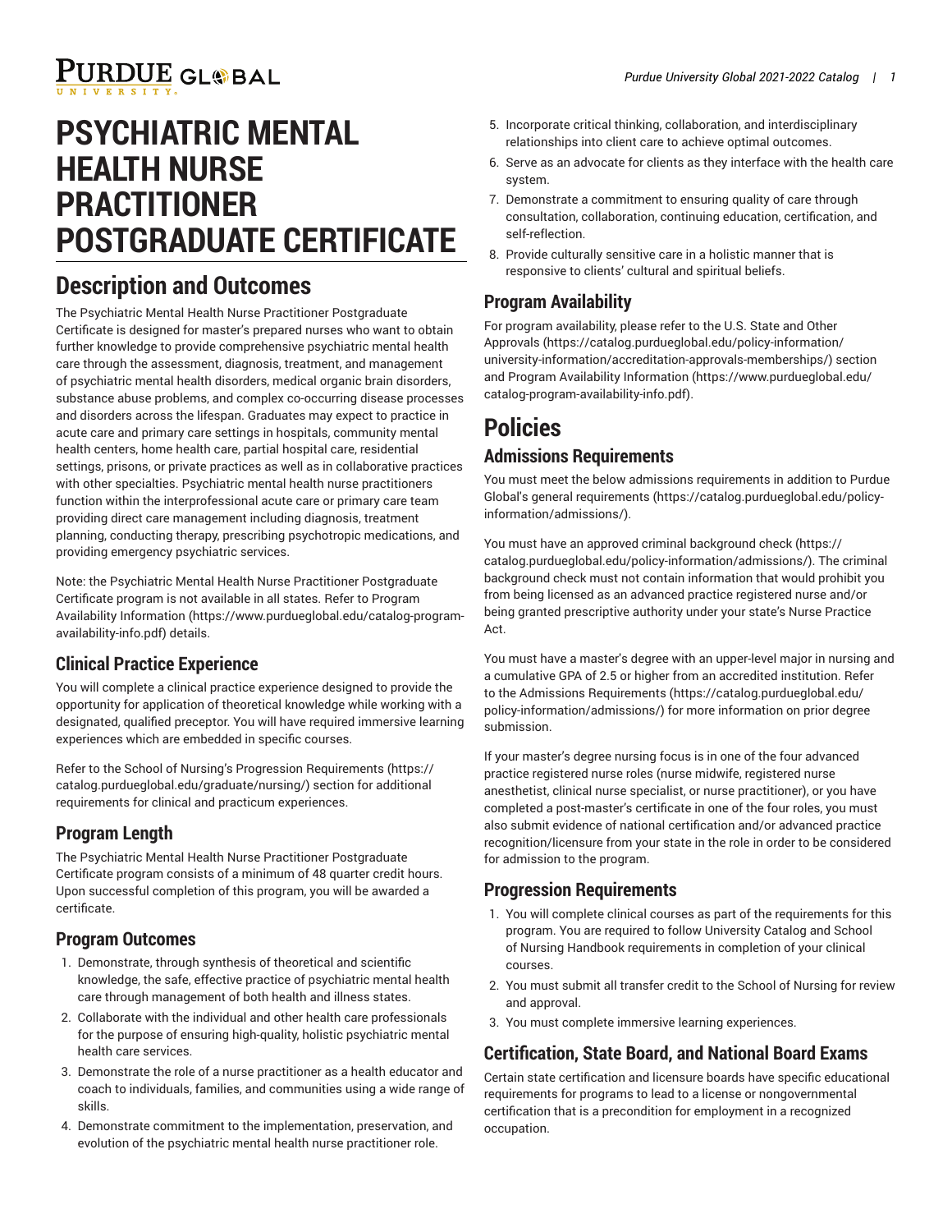# PSYCHIATRIC MENTAL HEALTH NURSE PRACTITIONER POSTGRADUATE CERTIFICATE

## Description and Outcomes

The Psychiatric Mental Health Nurse Practitioner Postgraduate Certificate is designed for master's prepared nurses who want to obtain further knowledge to provide comprehensive psychiatric mental health care through the assessment, diagnosis, treatment, and management of psychiatric mental health disorders, medical organic brain disorders, substance abuse problems, and complex co-occurring disease processes and disorders across the lifespan. Graduates may expect to practice in acute care and primary care settings in hospitals, community mental health centers, home health care, partial hospital care, residential settings, prisons, or private practices as well as in collaborative practices with other specialties. Psychiatric mental health nurse practitioners function within the interprofessional acute care or primary care team providing direct care management including diagnosis, treatment planning, conducting therapy, prescribing psychotropic medications, and providing emergency psychiatric services.

Note: the Psychiatric Mental Health Nurse Practitioner Postgraduate Certificate program is not available in all states. Refer to Program Availability Information (https://www.purdueglobal.edu/catalog-program-availability-info.pdf) details.

### Clinical Practice Experience

You will complete a clinical practice experience designed to provide the opportunity for application of theoretical knowledge while working with a designated, qualified preceptor. You will have required immersive learning experiences which are embedded in specific courses.

Refer to the School of Nursing's Progression Requirements (https://catalog.purdueglobal.edu/graduate/nursing/) section for additional requirements for clinical and practicum experiences.

### Program Length

The Psychiatric Mental Health Nurse Practitioner Postgraduate Certificate program consists of a minimum of 48 quarter credit hours. Upon successful completion of this program, you will be awarded a certificate.

### Program Outcomes

1. Demonstrate, through synthesis of theoretical and scientific knowledge, the safe, effective practice of psychiatric mental health care through management of both health and illness states.
2. Collaborate with the individual and other health care professionals for the purpose of ensuring high-quality, holistic psychiatric mental health care services.
3. Demonstrate the role of a nurse practitioner as a health educator and coach to individuals, families, and communities using a wide range of skills.
4. Demonstrate commitment to the implementation, preservation, and evolution of the psychiatric mental health nurse practitioner role.
5. Incorporate critical thinking, collaboration, and interdisciplinary relationships into client care to achieve optimal outcomes.
6. Serve as an advocate for clients as they interface with the health care system.
7. Demonstrate a commitment to ensuring quality of care through consultation, collaboration, continuing education, certification, and self-reflection.
8. Provide culturally sensitive care in a holistic manner that is responsive to clients' cultural and spiritual beliefs.

### Program Availability

For program availability, please refer to the U.S. State and Other Approvals (https://catalog.purdueglobal.edu/policy-information/university-information/accreditation-approvals-memberships/) section and Program Availability Information (https://www.purdueglobal.edu/catalog-program-availability-info.pdf).

## Policies

### Admissions Requirements

You must meet the below admissions requirements in addition to Purdue Global's general requirements (https://catalog.purdueglobal.edu/policy-information/admissions/).

You must have an approved criminal background check (https://catalog.purdueglobal.edu/policy-information/admissions/). The criminal background check must not contain information that would prohibit you from being licensed as an advanced practice registered nurse and/or being granted prescriptive authority under your state's Nurse Practice Act.

You must have a master's degree with an upper-level major in nursing and a cumulative GPA of 2.5 or higher from an accredited institution. Refer to the Admissions Requirements (https://catalog.purdueglobal.edu/policy-information/admissions/) for more information on prior degree submission.

If your master's degree nursing focus is in one of the four advanced practice registered nurse roles (nurse midwife, registered nurse anesthetist, clinical nurse specialist, or nurse practitioner), or you have completed a post-master's certificate in one of the four roles, you must also submit evidence of national certification and/or advanced practice recognition/licensure from your state in the role in order to be considered for admission to the program.

### Progression Requirements

1. You will complete clinical courses as part of the requirements for this program. You are required to follow University Catalog and School of Nursing Handbook requirements in completion of your clinical courses.
2. You must submit all transfer credit to the School of Nursing for review and approval.
3. You must complete immersive learning experiences.

### Certification, State Board, and National Board Exams

Certain state certification and licensure boards have specific educational requirements for programs to lead to a license or nongovernmental certification that is a precondition for employment in a recognized occupation.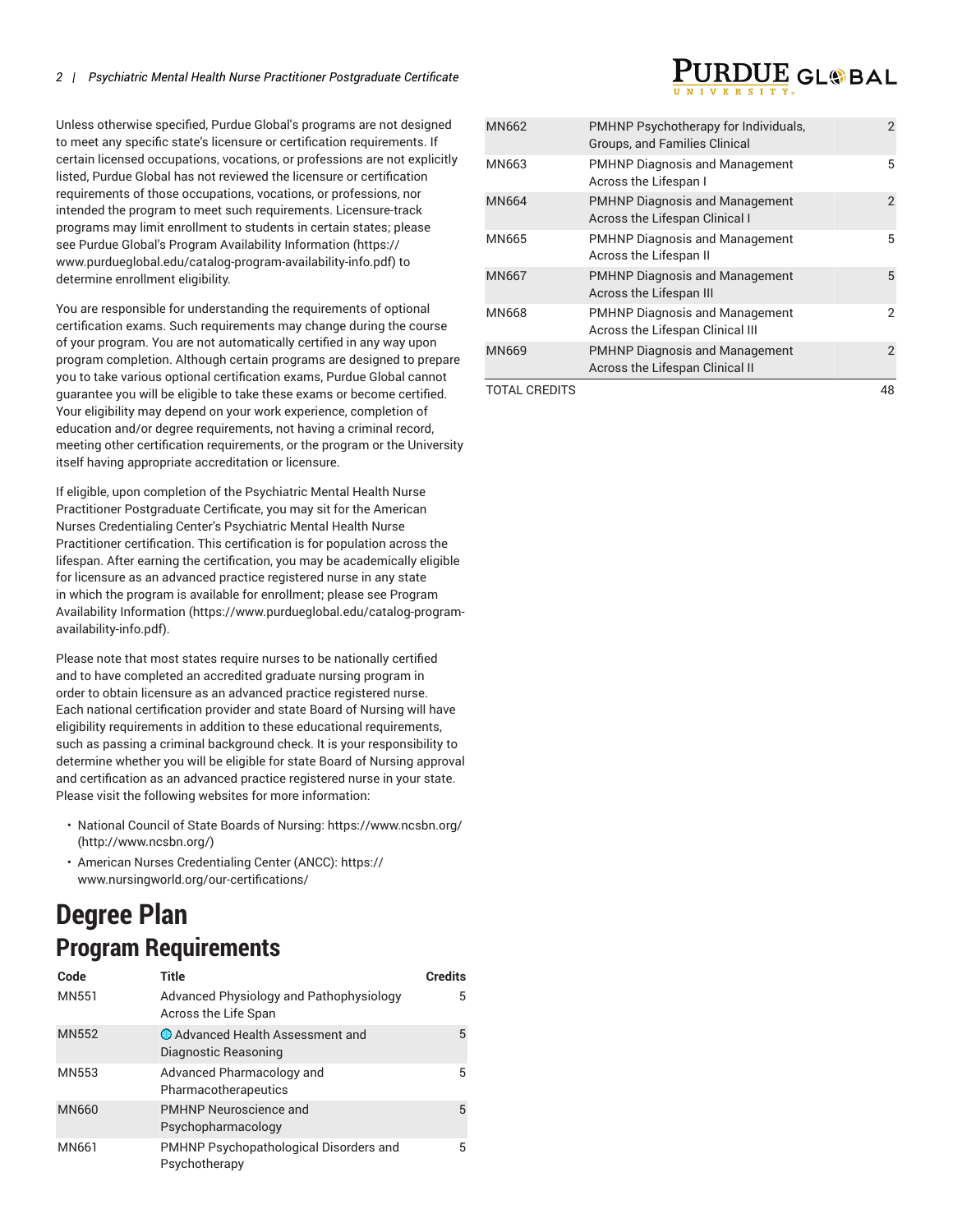Unless otherwise specified, Purdue Global's programs are not designed to meet any specific state's licensure or certification requirements. If certain licensed occupations, vocations, or professions are not explicitly listed, Purdue Global has not reviewed the licensure or certification requirements of those occupations, vocations, or professions, nor intended the program to meet such requirements. Licensure-track programs may limit enrollment to students in certain states; please see Purdue Global's Program Availability Information (https://www.purdueglobal.edu/catalog-program-availability-info.pdf) to determine enrollment eligibility.

You are responsible for understanding the requirements of optional certification exams. Such requirements may change during the course of your program. You are not automatically certified in any way upon program completion. Although certain programs are designed to prepare you to take various optional certification exams, Purdue Global cannot guarantee you will be eligible to take these exams or become certified. Your eligibility may depend on your work experience, completion of education and/or degree requirements, not having a criminal record, meeting other certification requirements, or the program or the University itself having appropriate accreditation or licensure.

If eligible, upon completion of the Psychiatric Mental Health Nurse Practitioner Postgraduate Certificate, you may sit for the American Nurses Credentialing Center's Psychiatric Mental Health Nurse Practitioner certification. This certification is for population across the lifespan. After earning the certification, you may be academically eligible for licensure as an advanced practice registered nurse in any state in which the program is available for enrollment; please see Program Availability Information (https://www.purdueglobal.edu/catalog-program-availability-info.pdf).

Please note that most states require nurses to be nationally certified and to have completed an accredited graduate nursing program in order to obtain licensure as an advanced practice registered nurse. Each national certification provider and state Board of Nursing will have eligibility requirements in addition to these educational requirements, such as passing a criminal background check. It is your responsibility to determine whether you will be eligible for state Board of Nursing approval and certification as an advanced practice registered nurse in your state. Please visit the following websites for more information:

- National Council of State Boards of Nursing: https://www.ncsbn.org/ (http://www.ncsbn.org/)
- American Nurses Credentialing Center (ANCC): https://www.nursingworld.org/our-certifications/

# Degree Plan

## Program Requirements

| Code | Title | Credits |
|---|---|---|
| MN551 | Advanced Physiology and Pathophysiology Across the Life Span | 5 |
| MN552 | Advanced Health Assessment and Diagnostic Reasoning | 5 |
| MN553 | Advanced Pharmacology and Pharmacotherapeutics | 5 |
| MN660 | PMHNP Neuroscience and Psychopharmacology | 5 |
| MN661 | PMHNP Psychopathological Disorders and Psychotherapy | 5 |
| MN662 | PMHNP Psychotherapy for Individuals, Groups, and Families Clinical | 2 |
| MN663 | PMHNP Diagnosis and Management Across the Lifespan I | 5 |
| MN664 | PMHNP Diagnosis and Management Across the Lifespan Clinical I | 2 |
| MN665 | PMHNP Diagnosis and Management Across the Lifespan II | 5 |
| MN667 | PMHNP Diagnosis and Management Across the Lifespan III | 5 |
| MN668 | PMHNP Diagnosis and Management Across the Lifespan Clinical III | 2 |
| MN669 | PMHNP Diagnosis and Management Across the Lifespan Clinical II | 2 |
| TOTAL CREDITS | | 48 |